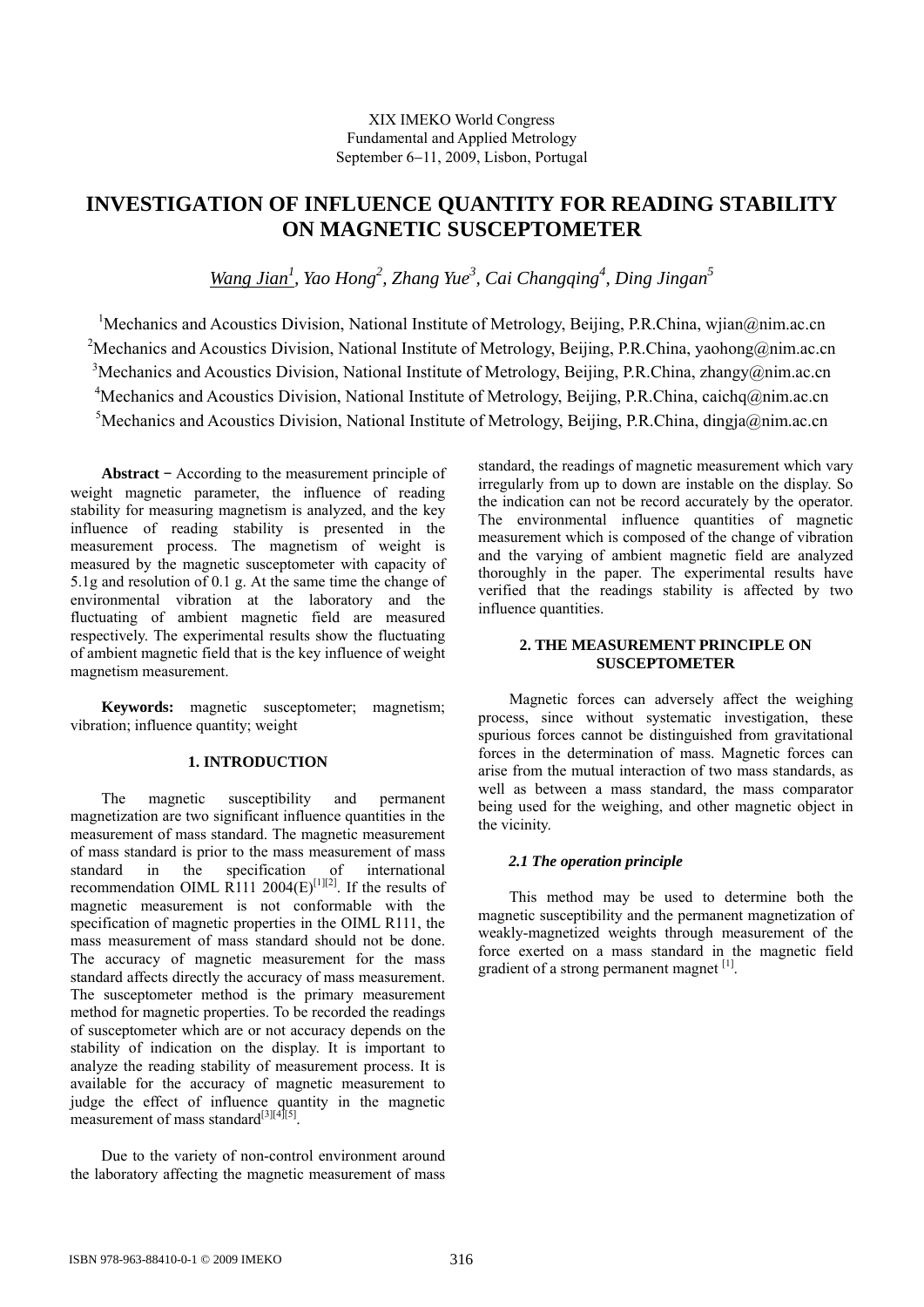XIX IMEKO World Congress
Fundamental and Applied Metrology
September 6−11, 2009, Lisbon, Portugal

# INVESTIGATION OF INFLUENCE QUANTITY FOR READING STABILITY ON MAGNETIC SUSCEPTOMETER

*Wang Jian[1], Yao Hong[2], Zhang Yue[3], Cai Changqing[4], Ding Jingan[5]*

[1]Mechanics and Acoustics Division, National Institute of Metrology, Beijing, P.R.China, wjian@nim.ac.cn
[2]Mechanics and Acoustics Division, National Institute of Metrology, Beijing, P.R.China, yaohong@nim.ac.cn
[3]Mechanics and Acoustics Division, National Institute of Metrology, Beijing, P.R.China, zhangy@nim.ac.cn
[4]Mechanics and Acoustics Division, National Institute of Metrology, Beijing, P.R.China, caichq@nim.ac.cn
[5]Mechanics and Acoustics Division, National Institute of Metrology, Beijing, P.R.China, dingja@nim.ac.cn

**Abstract** − According to the measurement principle of weight magnetic parameter, the influence of reading stability for measuring magnetism is analyzed, and the key influence of reading stability is presented in the measurement process. The magnetism of weight is measured by the magnetic susceptometer with capacity of 5.1g and resolution of 0.1 g. At the same time the change of environmental vibration at the laboratory and the fluctuating of ambient magnetic field are measured respectively. The experimental results show the fluctuating of ambient magnetic field that is the key influence of weight magnetism measurement.

**Keywords:** magnetic susceptometer; magnetism; vibration; influence quantity; weight

## 1. INTRODUCTION

The magnetic susceptibility and permanent magnetization are two significant influence quantities in the measurement of mass standard. The magnetic measurement of mass standard is prior to the mass measurement of mass standard in the specification of international recommendation OIML R111 2004(E)[1][2]. If the results of magnetic measurement is not conformable with the specification of magnetic properties in the OIML R111, the mass measurement of mass standard should not be done. The accuracy of magnetic measurement for the mass standard affects directly the accuracy of mass measurement. The susceptometer method is the primary measurement method for magnetic properties. To be recorded the readings of susceptometer which are or not accuracy depends on the stability of indication on the display. It is important to analyze the reading stability of measurement process. It is available for the accuracy of magnetic measurement to judge the effect of influence quantity in the magnetic measurement of mass standard[3][4][5].

Due to the variety of non-control environment around the laboratory affecting the magnetic measurement of mass standard, the readings of magnetic measurement which vary irregularly from up to down are instable on the display. So the indication can not be record accurately by the operator. The environmental influence quantities of magnetic measurement which is composed of the change of vibration and the varying of ambient magnetic field are analyzed thoroughly in the paper. The experimental results have verified that the readings stability is affected by two influence quantities.

## 2. THE MEASUREMENT PRINCIPLE ON SUSCEPTOMETER

Magnetic forces can adversely affect the weighing process, since without systematic investigation, these spurious forces cannot be distinguished from gravitational forces in the determination of mass. Magnetic forces can arise from the mutual interaction of two mass standards, as well as between a mass standard, the mass comparator being used for the weighing, and other magnetic object in the vicinity.

### *2.1 The operation principle*

This method may be used to determine both the magnetic susceptibility and the permanent magnetization of weakly-magnetized weights through measurement of the force exerted on a mass standard in the magnetic field gradient of a strong permanent magnet [1].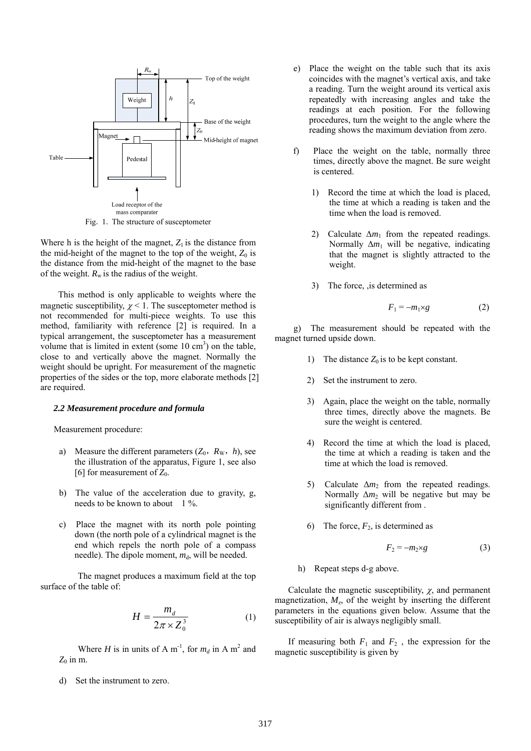$R_w$

Top of the weight

Weight

$h$

$Z_1$

Base of the weight

$Z_0$

Magnet

Mid-height of magnet

Table

Pedestal

Load receptor of the mass comparator

Fig. 1. The structure of susceptometer

Where h is the height of the magnet, $Z_1$ is the distance from the mid-height of the magnet to the top of the weight, $Z_0$ is the distance from the mid-height of the magnet to the base of the weight. $R_w$ is the radius of the weight.

This method is only applicable to weights where the magnetic susceptibility, $\chi < 1$. The susceptometer method is not recommended for multi-piece weights. To use this method, familiarity with reference [2] is required. In a typical arrangement, the susceptometer has a measurement volume that is limited in extent (some 10 $cm^3$) on the table, close to and vertically above the magnet. Normally the weight should be upright. For measurement of the magnetic properties of the sides or the top, more elaborate methods [2] are required.

### *2.2 Measurement procedure and formula*

Measurement procedure:

a) Measure the different parameters ($Z_0$, $R_W$, $h$), see the illustration of the apparatus, Figure 1, see also [6] for measurement of $Z_0$.

b) The value of the acceleration due to gravity, g, needs to be known to about 1 %.

c) Place the magnet with its north pole pointing down (the north pole of a cylindrical magnet is the end which repels the north pole of a compass needle). The dipole moment, $m_d$, will be needed.

The magnet produces a maximum field at the top surface of the table of:

$$H = \frac{m_d}{2\pi \times Z_0^3} \tag{1}$$

Where $H$ is in units of A $m^{-1}$, for $m_d$ in A $m^2$ and $Z_0$ in m.

d) Set the instrument to zero.

e) Place the weight on the table such that its axis coincides with the magnet's vertical axis, and take a reading. Turn the weight around its vertical axis repeatedly with increasing angles and take the readings at each position. For the following procedures, turn the weight to the angle where the reading shows the maximum deviation from zero.

f) Place the weight on the table, normally three times, directly above the magnet. Be sure weight is centered.

1) Record the time at which the load is placed, the time at which a reading is taken and the time when the load is removed.

2) Calculate $\Delta m_1$ from the repeated readings. Normally $\Delta m_1$ will be negative, indicating that the magnet is slightly attracted to the weight.

3) The force, ,is determined as

$$F_1 = -m_1 \times g \tag{2}$$

g) The measurement should be repeated with the magnet turned upside down.

1) The distance $Z_0$ is to be kept constant.

2) Set the instrument to zero.

3) Again, place the weight on the table, normally three times, directly above the magnets. Be sure the weight is centered.

4) Record the time at which the load is placed, the time at which a reading is taken and the time at which the load is removed.

5) Calculate $\Delta m_2$ from the repeated readings. Normally $\Delta m_2$ will be negative but may be significantly different from .

6) The force, $F_2$, is determined as

$$F_2 = -m_2 \times g \tag{3}$$

h) Repeat steps d-g above.

Calculate the magnetic susceptibility, $\chi$, and permanent magnetization, $M_z$, of the weight by inserting the different parameters in the equations given below. Assume that the susceptibility of air is always negligibly small.

If measuring both $F_1$ and $F_2$ , the expression for the magnetic susceptibility is given by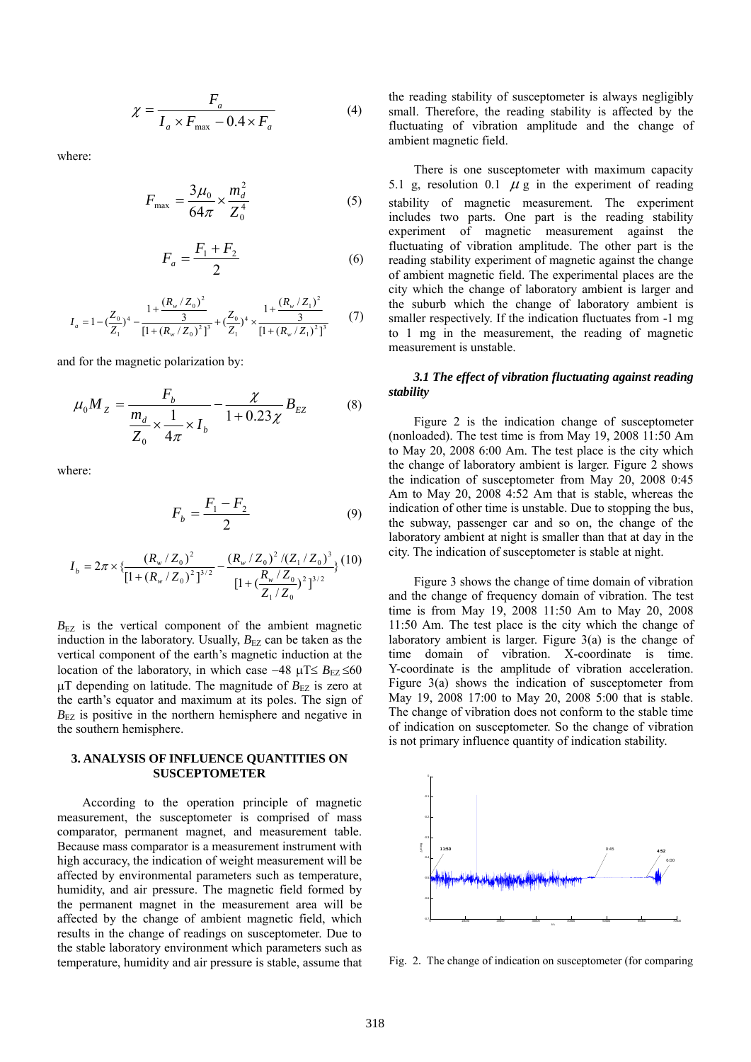$$\chi = \frac{F_a}{I_a \times F_{\max} - 0.4 \times F_a} \tag{4}$$

where:

$$F_{\max} = \frac{3\mu_0}{64\pi} \times \frac{m_d^2}{Z_0^4} \tag{5}$$

$$F_a = \frac{F_1 + F_2}{2} \tag{6}$$

$$I_a = 1 - \left(\frac{Z_0}{Z_1}\right)^4 - \frac{1 + \frac{(R_w/Z_0)^2}{3}}{[1+(R_w/Z_0)^2]^3} + \left(\frac{Z_0}{Z_1}\right)^4 \times \frac{1 + \frac{(R_w/Z_1)^2}{3}}{[1+(R_w/Z_1)^2]^3} \tag{7}$$

and for the magnetic polarization by:

$$\mu_0 M_Z = \frac{F_b}{\frac{m_d}{Z_0} \times \frac{1}{4\pi} \times I_b} - \frac{\chi}{1 + 0.23\chi} B_{EZ} \tag{8}$$

where:

$$F_b = \frac{F_1 - F_2}{2} \tag{9}$$

$$I_b = 2\pi \times \left\{ \frac{(R_w/Z_0)^2}{[1+(R_w/Z_0)^2]^{3/2}} - \frac{(R_w/Z_0)^2/(Z_1/Z_0)^3}{[1+(\frac{R_w/Z_0}{Z_1/Z_0})^2]^{3/2}} \right\} \tag{10}$$

$B_{EZ}$ is the vertical component of the ambient magnetic induction in the laboratory. Usually, $B_{EZ}$ can be taken as the vertical component of the earth's magnetic induction at the location of the laboratory, in which case $-48\ \mu\text{T} \leq B_{EZ} \leq 60\ \mu\text{T}$ depending on latitude. The magnitude of $B_{EZ}$ is zero at the earth's equator and maximum at its poles. The sign of $B_{EZ}$ is positive in the northern hemisphere and negative in the southern hemisphere.

## 3. ANALYSIS OF INFLUENCE QUANTITIES ON SUSCEPTOMETER

According to the operation principle of magnetic measurement, the susceptometer is comprised of mass comparator, permanent magnet, and measurement table. Because mass comparator is a measurement instrument with high accuracy, the indication of weight measurement will be affected by environmental parameters such as temperature, humidity, and air pressure. The magnetic field formed by the permanent magnet in the measurement area will be affected by the change of ambient magnetic field, which results in the change of readings on susceptometer. Due to the stable laboratory environment which parameters such as temperature, humidity and air pressure is stable, assume that the reading stability of susceptometer is always negligibly small. Therefore, the reading stability is affected by the fluctuating of vibration amplitude and the change of ambient magnetic field.

There is one susceptometer with maximum capacity 5.1 g, resolution 0.1 $\mu$g in the experiment of reading stability of magnetic measurement. The experiment includes two parts. One part is the reading stability experiment of magnetic measurement against the fluctuating of vibration amplitude. The other part is the reading stability experiment of magnetic against the change of ambient magnetic field. The experimental places are the city which the change of laboratory ambient is larger and the suburb which the change of laboratory ambient is smaller respectively. If the indication fluctuates from -1 mg to 1 mg in the measurement, the reading of magnetic measurement is unstable.

### *3.1 The effect of vibration fluctuating against reading stability*

Figure 2 is the indication change of susceptometer (nonloaded). The test time is from May 19, 2008 11:50 Am to May 20, 2008 6:00 Am. The test place is the city which the change of laboratory ambient is larger. Figure 2 shows the indication of susceptometer from May 20, 2008 0:45 Am to May 20, 2008 4:52 Am that is stable, whereas the indication of other time is unstable. Due to stopping the bus, the subway, passenger car and so on, the change of the laboratory ambient at night is smaller than that at day in the city. The indication of susceptometer is stable at night.

Figure 3 shows the change of time domain of vibration and the change of frequency domain of vibration. The test time is from May 19, 2008 11:50 Am to May 20, 2008 11:50 Am. The test place is the city which the change of laboratory ambient is larger. Figure 3(a) is the change of time domain of vibration. X-coordinate is time. Y-coordinate is the amplitude of vibration acceleration. Figure 3(a) shows the indication of susceptometer from May 19, 2008 17:00 to May 20, 2008 5:00 that is stable. The change of vibration does not conform to the stable time of indication on susceptometer. So the change of vibration is not primary influence quantity of indication stability.

11:50
0:45
4:52
6:00

Fig. 2. The change of indication on susceptometer (for comparing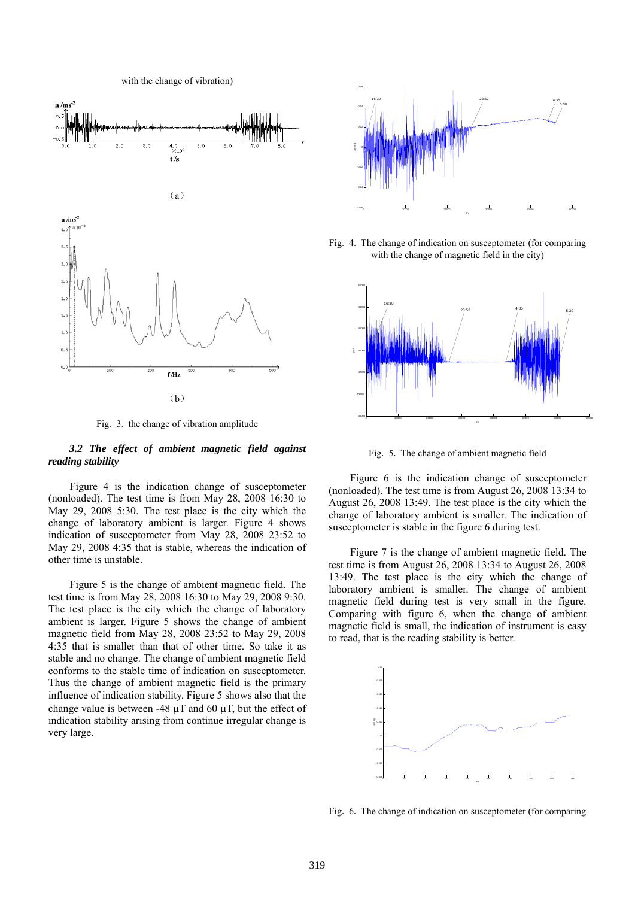with the change of vibration)

a /ms$^{-2}$

0.5
0.0
−0.5

0.0 1.0 2.0 3.0 4.0 5.0 6.0 7.0 8.0
×10$^4$
t /s

（a）

a /ms$^{-2}$
×10$^{-3}$
4.0
3.5
3.0
2.5
2.0
1.5
1.0
0.5
0.0

0 100 200 300 400 500
f /Hz

（b）

Fig. 3. the change of vibration amplitude

***3.2 The effect of ambient magnetic field against reading stability***

Figure 4 is the indication change of susceptometer (nonloaded). The test time is from May 28, 2008 16:30 to May 29, 2008 5:30. The test place is the city which the change of laboratory ambient is larger. Figure 4 shows indication of susceptometer from May 28, 2008 23:52 to May 29, 2008 4:35 that is stable, whereas the indication of other time is unstable.

Figure 5 is the change of ambient magnetic field. The test time is from May 28, 2008 16:30 to May 29, 2008 9:30. The test place is the city which the change of laboratory ambient is larger. Figure 5 shows the change of ambient magnetic field from May 28, 2008 23:52 to May 29, 2008 4:35 that is smaller than that of other time. So take it as stable and no change. The change of ambient magnetic field conforms to the stable time of indication on susceptometer. Thus the change of ambient magnetic field is the primary influence of indication stability. Figure 5 shows also that the change value is between -48 μT and 60 μT, but the effect of indication stability arising from continue irregular change is very large.

16:30
23:52
4:35
5:30

Fig. 4. The change of indication on susceptometer (for comparing with the change of magnetic field in the city)

16:30
23:52
4:35
5:30

Fig. 5. The change of ambient magnetic field

Figure 6 is the indication change of susceptometer (nonloaded). The test time is from August 26, 2008 13:34 to August 26, 2008 13:49. The test place is the city which the change of laboratory ambient is smaller. The indication of susceptometer is stable in the figure 6 during test.

Figure 7 is the change of ambient magnetic field. The test time is from August 26, 2008 13:34 to August 26, 2008 13:49. The test place is the city which the change of laboratory ambient is smaller. The change of ambient magnetic field during test is very small in the figure. Comparing with figure 6, when the change of ambient magnetic field is small, the indication of instrument is easy to read, that is the reading stability is better.

Fig. 6. The change of indication on susceptometer (for comparing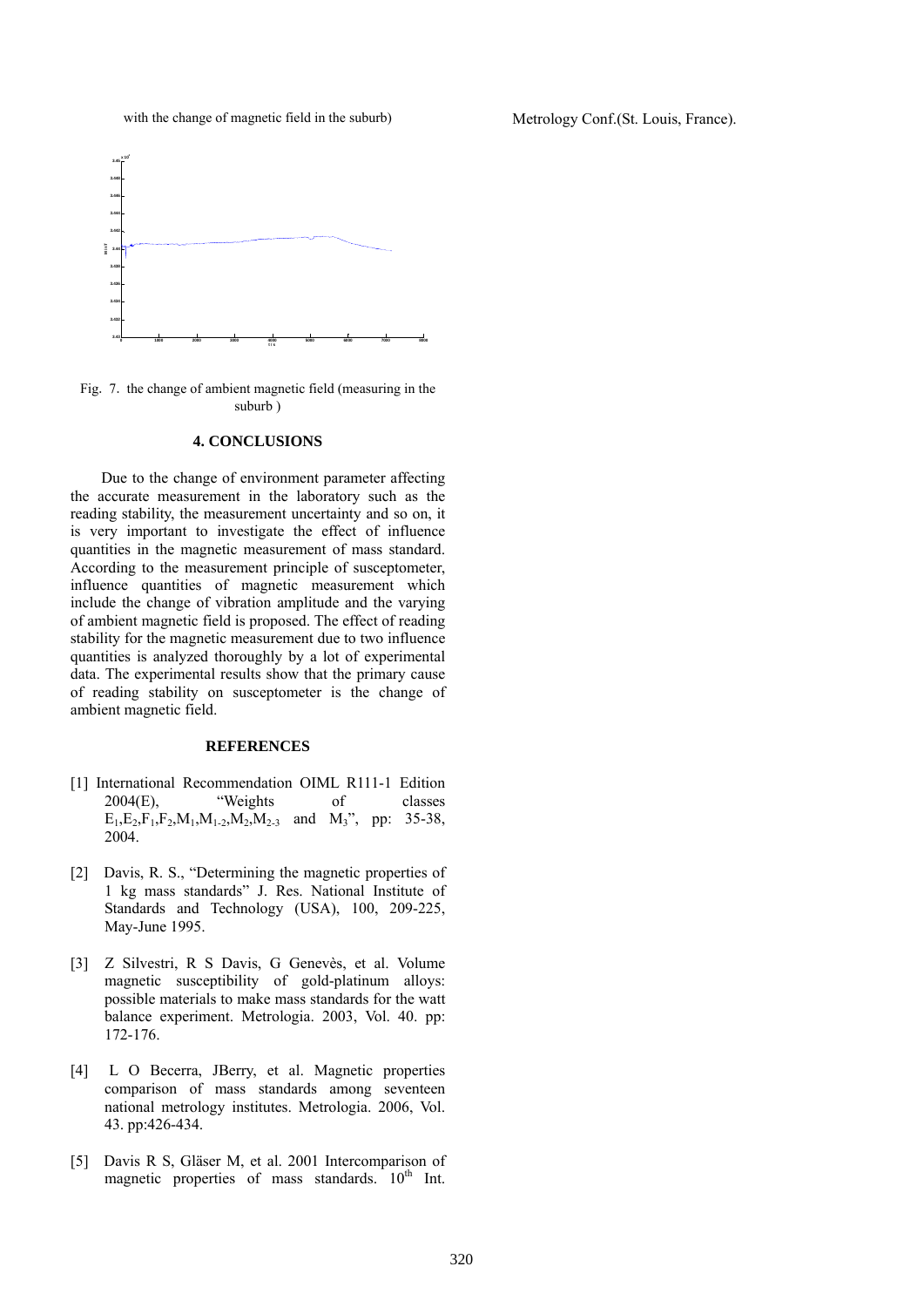with the change of magnetic field in the suburb)

3.45 x10^4

3.448

3.446

3.444

3.442

3.44

3.438

3.436

3.434

3.432

3.43

0 1000 2000 3000 4000 5000 6000 7000 8000

Fig. 7. the change of ambient magnetic field (measuring in the suburb )

## 4. CONCLUSIONS

Due to the change of environment parameter affecting the accurate measurement in the laboratory such as the reading stability, the measurement uncertainty and so on, it is very important to investigate the effect of influence quantities in the magnetic measurement of mass standard. According to the measurement principle of susceptometer, influence quantities of magnetic measurement which include the change of vibration amplitude and the varying of ambient magnetic field is proposed. The effect of reading stability for the magnetic measurement due to two influence quantities is analyzed thoroughly by a lot of experimental data. The experimental results show that the primary cause of reading stability on susceptometer is the change of ambient magnetic field.

## REFERENCES

[1] International Recommendation OIML R111-1 Edition 2004(E), "Weights of classes $E_1$,$E_2$,$F_1$,$F_2$,$M_1$,$M_{1-2}$,$M_2$,$M_{2-3}$ and $M_3$", pp: 35-38, 2004.

[2] Davis, R. S., "Determining the magnetic properties of 1 kg mass standards" J. Res. National Institute of Standards and Technology (USA), 100, 209-225, May-June 1995.

[3] Z Silvestri, R S Davis, G Genevès, et al. Volume magnetic susceptibility of gold-platinum alloys: possible materials to make mass standards for the watt balance experiment. Metrologia. 2003, Vol. 40. pp: 172-176.

[4] L O Becerra, JBerry, et al. Magnetic properties comparison of mass standards among seventeen national metrology institutes. Metrologia. 2006, Vol. 43. pp:426-434.

[5] Davis R S, Gläser M, et al. 2001 Intercomparison of magnetic properties of mass standards. 10th Int. Metrology Conf.(St. Louis, France).